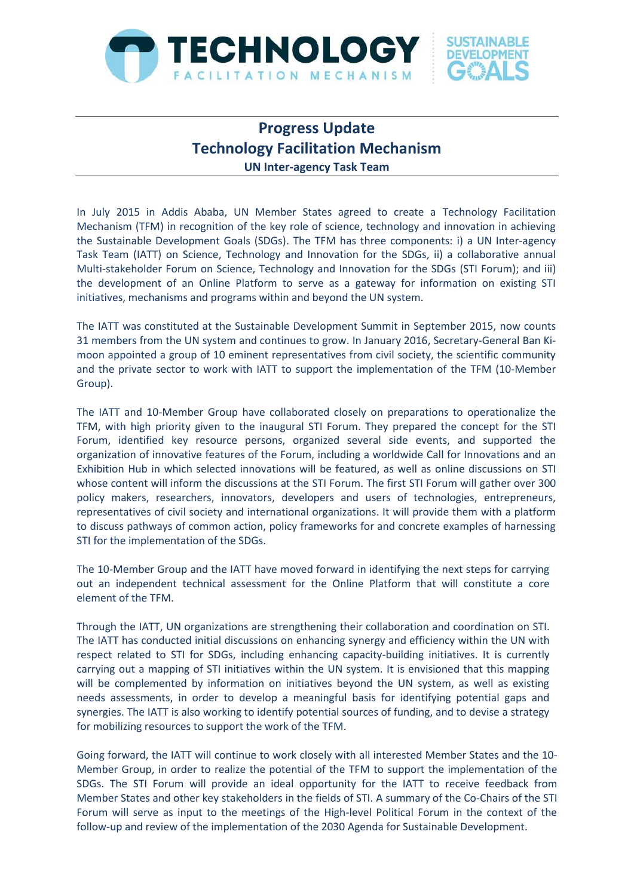# Progress Update
# Technology Facilitation Mechanism
## UN Inter-agency Task Team

In July 2015 in Addis Ababa, UN Member States agreed to create a Technology Facilitation Mechanism (TFM) in recognition of the key role of science, technology and innovation in achieving the Sustainable Development Goals (SDGs). The TFM has three components: i) a UN Inter-agency Task Team (IATT) on Science, Technology and Innovation for the SDGs, ii) a collaborative annual Multi-stakeholder Forum on Science, Technology and Innovation for the SDGs (STI Forum); and iii) the development of an Online Platform to serve as a gateway for information on existing STI initiatives, mechanisms and programs within and beyond the UN system.

The IATT was constituted at the Sustainable Development Summit in September 2015, now counts 31 members from the UN system and continues to grow. In January 2016, Secretary-General Ban Ki-moon appointed a group of 10 eminent representatives from civil society, the scientific community and the private sector to work with IATT to support the implementation of the TFM (10-Member Group).

The IATT and 10-Member Group have collaborated closely on preparations to operationalize the TFM, with high priority given to the inaugural STI Forum. They prepared the concept for the STI Forum, identified key resource persons, organized several side events, and supported the organization of innovative features of the Forum, including a worldwide Call for Innovations and an Exhibition Hub in which selected innovations will be featured, as well as online discussions on STI whose content will inform the discussions at the STI Forum. The first STI Forum will gather over 300 policy makers, researchers, innovators, developers and users of technologies, entrepreneurs, representatives of civil society and international organizations. It will provide them with a platform to discuss pathways of common action, policy frameworks for and concrete examples of harnessing STI for the implementation of the SDGs.

The 10-Member Group and the IATT have moved forward in identifying the next steps for carrying out an independent technical assessment for the Online Platform that will constitute a core element of the TFM.

Through the IATT, UN organizations are strengthening their collaboration and coordination on STI. The IATT has conducted initial discussions on enhancing synergy and efficiency within the UN with respect related to STI for SDGs, including enhancing capacity-building initiatives. It is currently carrying out a mapping of STI initiatives within the UN system. It is envisioned that this mapping will be complemented by information on initiatives beyond the UN system, as well as existing needs assessments, in order to develop a meaningful basis for identifying potential gaps and synergies. The IATT is also working to identify potential sources of funding, and to devise a strategy for mobilizing resources to support the work of the TFM.

Going forward, the IATT will continue to work closely with all interested Member States and the 10-Member Group, in order to realize the potential of the TFM to support the implementation of the SDGs. The STI Forum will provide an ideal opportunity for the IATT to receive feedback from Member States and other key stakeholders in the fields of STI. A summary of the Co-Chairs of the STI Forum will serve as input to the meetings of the High-level Political Forum in the context of the follow-up and review of the implementation of the 2030 Agenda for Sustainable Development.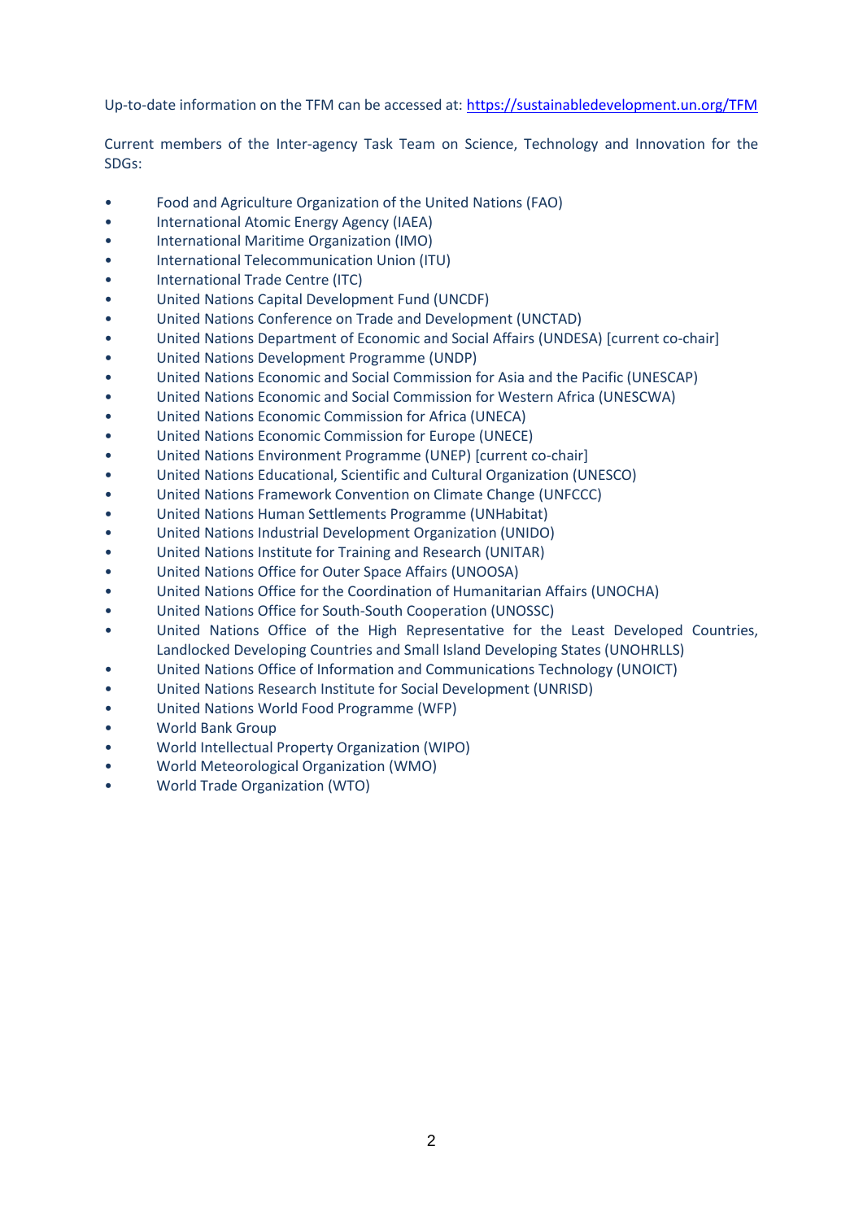Up-to-date information on the TFM can be accessed at: https://sustainabledevelopment.un.org/TFM

Current members of the Inter-agency Task Team on Science, Technology and Innovation for the SDGs:

- Food and Agriculture Organization of the United Nations (FAO)
- International Atomic Energy Agency (IAEA)
- International Maritime Organization (IMO)
- International Telecommunication Union (ITU)
- International Trade Centre (ITC)
- United Nations Capital Development Fund (UNCDF)
- United Nations Conference on Trade and Development (UNCTAD)
- United Nations Department of Economic and Social Affairs (UNDESA) [current co-chair]
- United Nations Development Programme (UNDP)
- United Nations Economic and Social Commission for Asia and the Pacific (UNESCAP)
- United Nations Economic and Social Commission for Western Africa (UNESCWA)
- United Nations Economic Commission for Africa (UNECA)
- United Nations Economic Commission for Europe (UNECE)
- United Nations Environment Programme (UNEP) [current co-chair]
- United Nations Educational, Scientific and Cultural Organization (UNESCO)
- United Nations Framework Convention on Climate Change (UNFCCC)
- United Nations Human Settlements Programme (UNHabitat)
- United Nations Industrial Development Organization (UNIDO)
- United Nations Institute for Training and Research (UNITAR)
- United Nations Office for Outer Space Affairs (UNOOSA)
- United Nations Office for the Coordination of Humanitarian Affairs (UNOCHA)
- United Nations Office for South-South Cooperation (UNOSSC)
- United Nations Office of the High Representative for the Least Developed Countries, Landlocked Developing Countries and Small Island Developing States (UNOHRLLS)
- United Nations Office of Information and Communications Technology (UNOICT)
- United Nations Research Institute for Social Development (UNRISD)
- United Nations World Food Programme (WFP)
- World Bank Group
- World Intellectual Property Organization (WIPO)
- World Meteorological Organization (WMO)
- World Trade Organization (WTO)